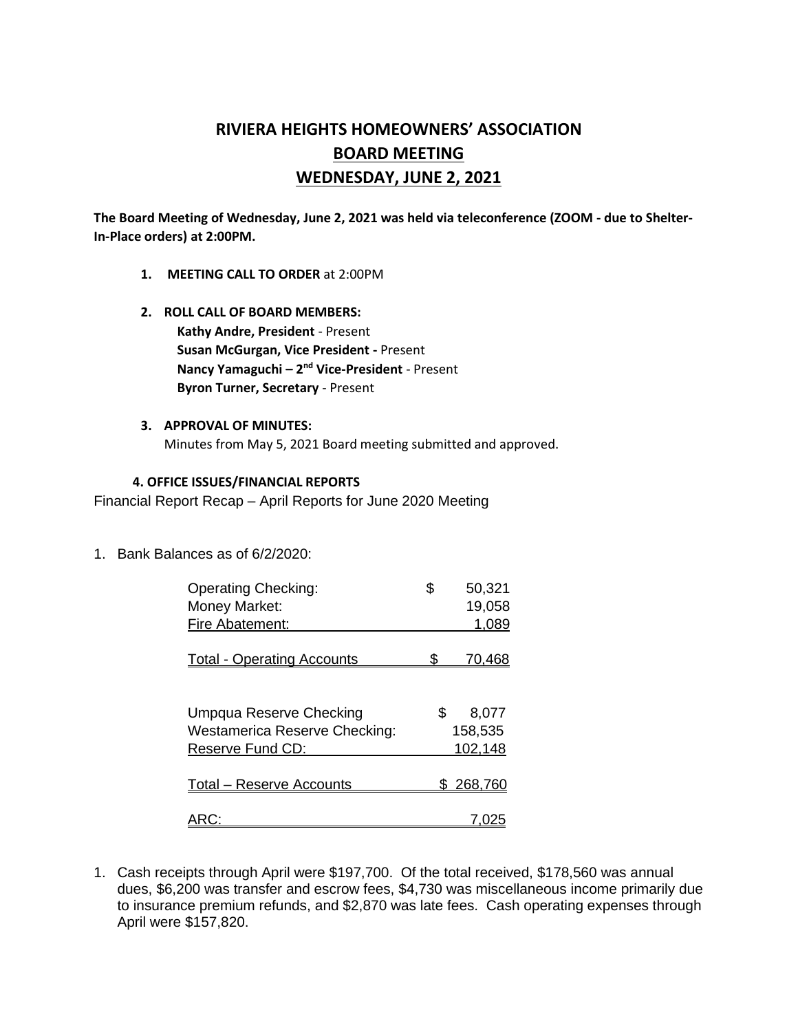# RIVIERA HEIGHTS HOMEOWNERS' ASSOCIATION

## BOARD MEETING

## WEDNESDAY, JUNE 2, 2021

**The Board Meeting of Wednesday, June 2, 2021 was held via teleconference (ZOOM - due to Shelter-In-Place orders) at 2:00PM.**

1. **MEETING CALL TO ORDER** at 2:00PM

2. **ROLL CALL OF BOARD MEMBERS:**
   **Kathy Andre, President** - Present
   **Susan McGurgan, Vice President -** Present
   **Nancy Yamaguchi – 2nd Vice-President** - Present
   **Byron Turner, Secretary** - Present

3. **APPROVAL OF MINUTES:**
   Minutes from May 5, 2021 Board meeting submitted and approved.

**4. OFFICE ISSUES/FINANCIAL REPORTS**

Financial Report Recap – April Reports for June 2020 Meeting

1. Bank Balances as of 6/2/2020:

| | |
|---|---|
| Operating Checking: | $ 50,321 |
| Money Market: | 19,058 |
| Fire Abatement: | 1,089 |
| Total - Operating Accounts | $ 70,468 |
| | |
| Umpqua Reserve Checking | $ 8,077 |
| Westamerica Reserve Checking: | 158,535 |
| Reserve Fund CD: | 102,148 |
| Total – Reserve Accounts | $ 268,760 |
| ARC: | 7,025 |

1. Cash receipts through April were $197,700. Of the total received, $178,560 was annual dues, $6,200 was transfer and escrow fees, $4,730 was miscellaneous income primarily due to insurance premium refunds, and $2,870 was late fees. Cash operating expenses through April were $157,820.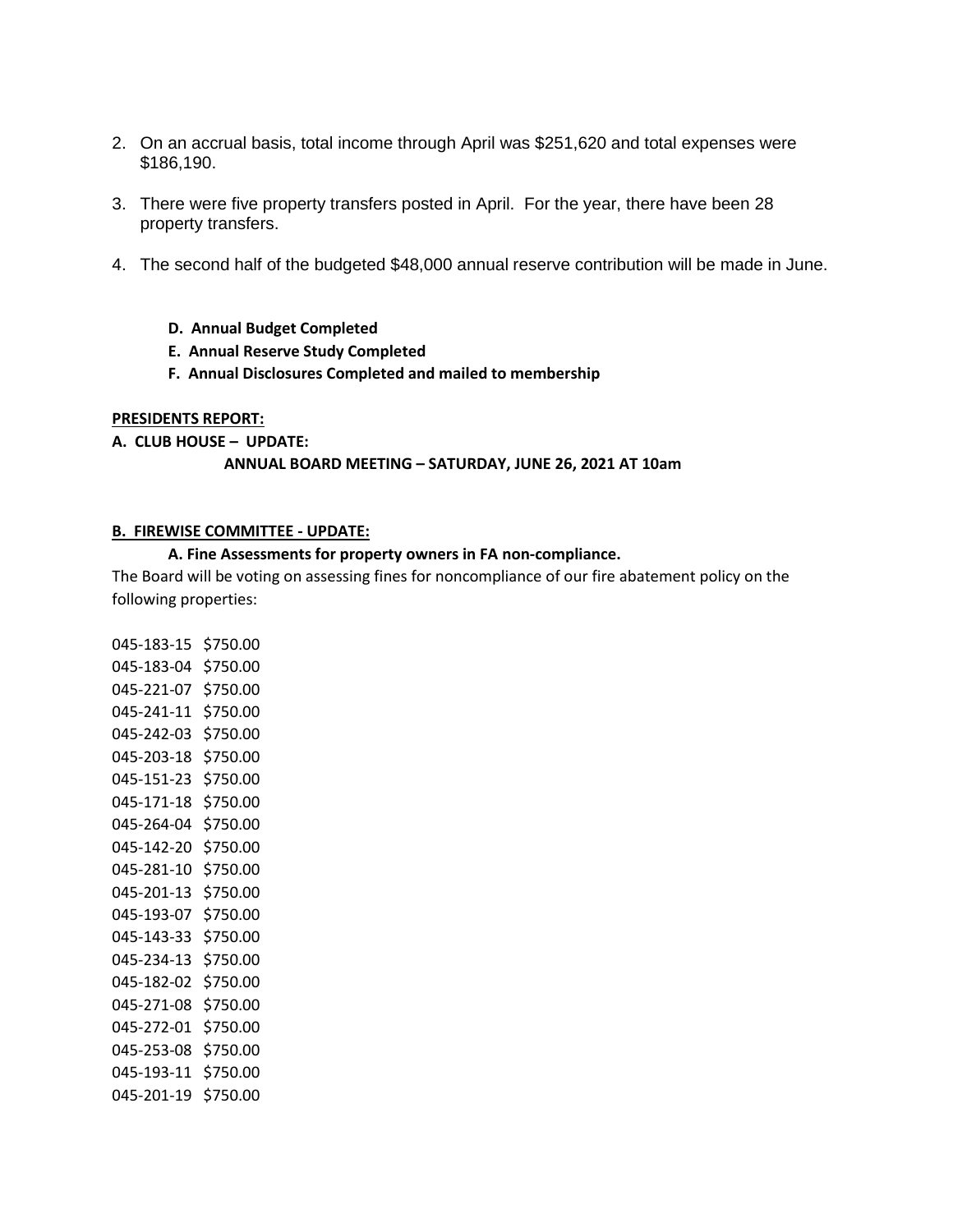2. On an accrual basis, total income through April was $251,620 and total expenses were $186,190.

3. There were five property transfers posted in April. For the year, there have been 28 property transfers.

4. The second half of the budgeted $48,000 annual reserve contribution will be made in June.

**D. Annual Budget Completed**

**E. Annual Reserve Study Completed**

**F. Annual Disclosures Completed and mailed to membership**

**PRESIDENTS REPORT:**

**A. CLUB HOUSE – UPDATE:**

**ANNUAL BOARD MEETING – SATURDAY, JUNE 26, 2021 AT 10am**

**B. FIREWISE COMMITTEE - UPDATE:**

**A. Fine Assessments for property owners in FA non-compliance.**

The Board will be voting on assessing fines for noncompliance of our fire abatement policy on the following properties:

045-183-15 $750.00
045-183-04 $750.00
045-221-07 $750.00
045-241-11 $750.00
045-242-03 $750.00
045-203-18 $750.00
045-151-23 $750.00
045-171-18 $750.00
045-264-04 $750.00
045-142-20 $750.00
045-281-10 $750.00
045-201-13 $750.00
045-193-07 $750.00
045-143-33 $750.00
045-234-13 $750.00
045-182-02 $750.00
045-271-08 $750.00
045-272-01 $750.00
045-253-08 $750.00
045-193-11 $750.00
045-201-19 $750.00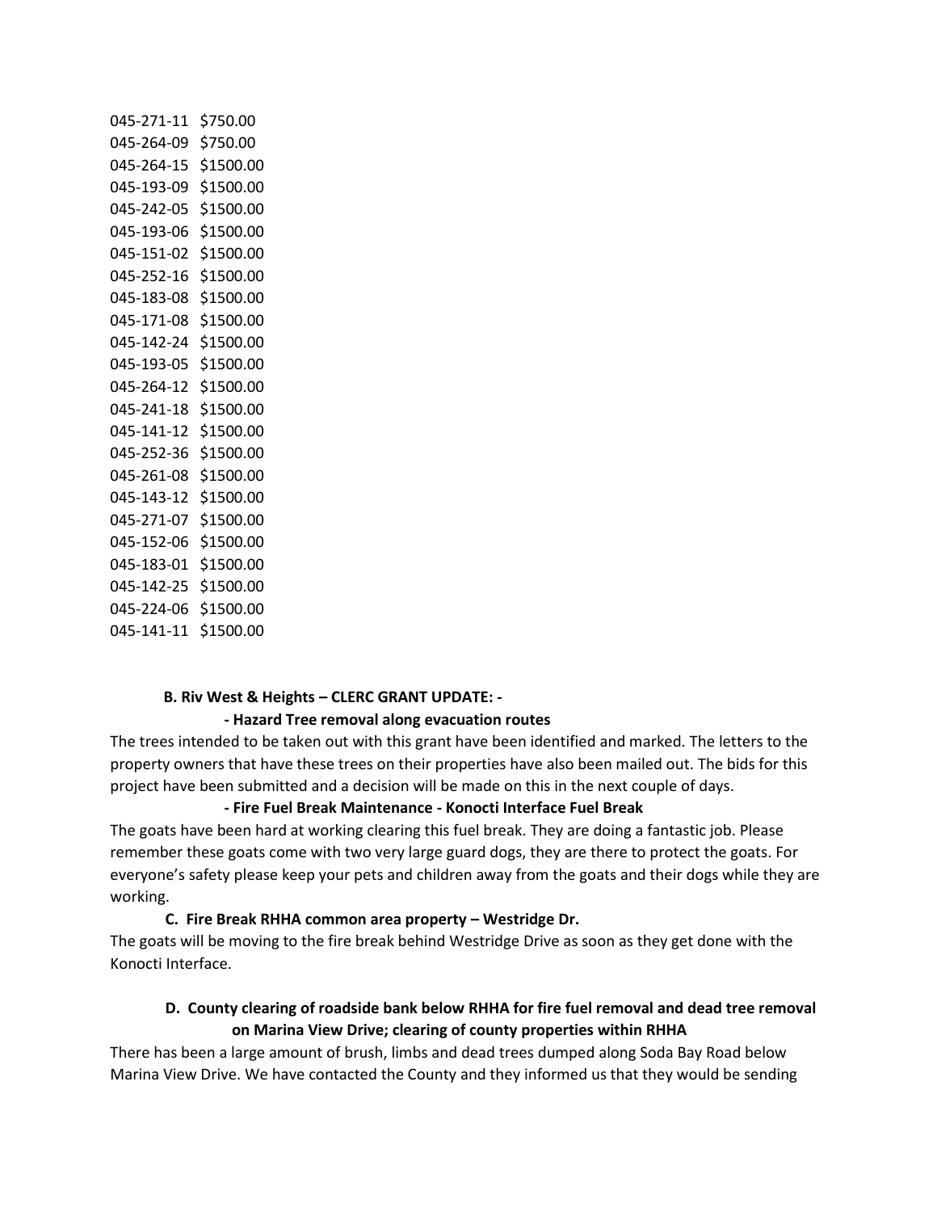045-271-11 $750.00
045-264-09 $750.00
045-264-15 $1500.00
045-193-09 $1500.00
045-242-05 $1500.00
045-193-06 $1500.00
045-151-02 $1500.00
045-252-16 $1500.00
045-183-08 $1500.00
045-171-08 $1500.00
045-142-24 $1500.00
045-193-05 $1500.00
045-264-12 $1500.00
045-241-18 $1500.00
045-141-12 $1500.00
045-252-36 $1500.00
045-261-08 $1500.00
045-143-12 $1500.00
045-271-07 $1500.00
045-152-06 $1500.00
045-183-01 $1500.00
045-142-25 $1500.00
045-224-06 $1500.00
045-141-11 $1500.00

**B. Riv West & Heights – CLERC GRANT UPDATE: -**

**- Hazard Tree removal along evacuation routes**

The trees intended to be taken out with this grant have been identified and marked. The letters to the property owners that have these trees on their properties have also been mailed out. The bids for this project have been submitted and a decision will be made on this in the next couple of days.

**- Fire Fuel Break Maintenance - Konocti Interface Fuel Break**

The goats have been hard at working clearing this fuel break. They are doing a fantastic job. Please remember these goats come with two very large guard dogs, they are there to protect the goats. For everyone's safety please keep your pets and children away from the goats and their dogs while they are working.

**C. Fire Break RHHA common area property – Westridge Dr.**

The goats will be moving to the fire break behind Westridge Drive as soon as they get done with the Konocti Interface.

**D. County clearing of roadside bank below RHHA for fire fuel removal and dead tree removal on Marina View Drive; clearing of county properties within RHHA**

There has been a large amount of brush, limbs and dead trees dumped along Soda Bay Road below Marina View Drive. We have contacted the County and they informed us that they would be sending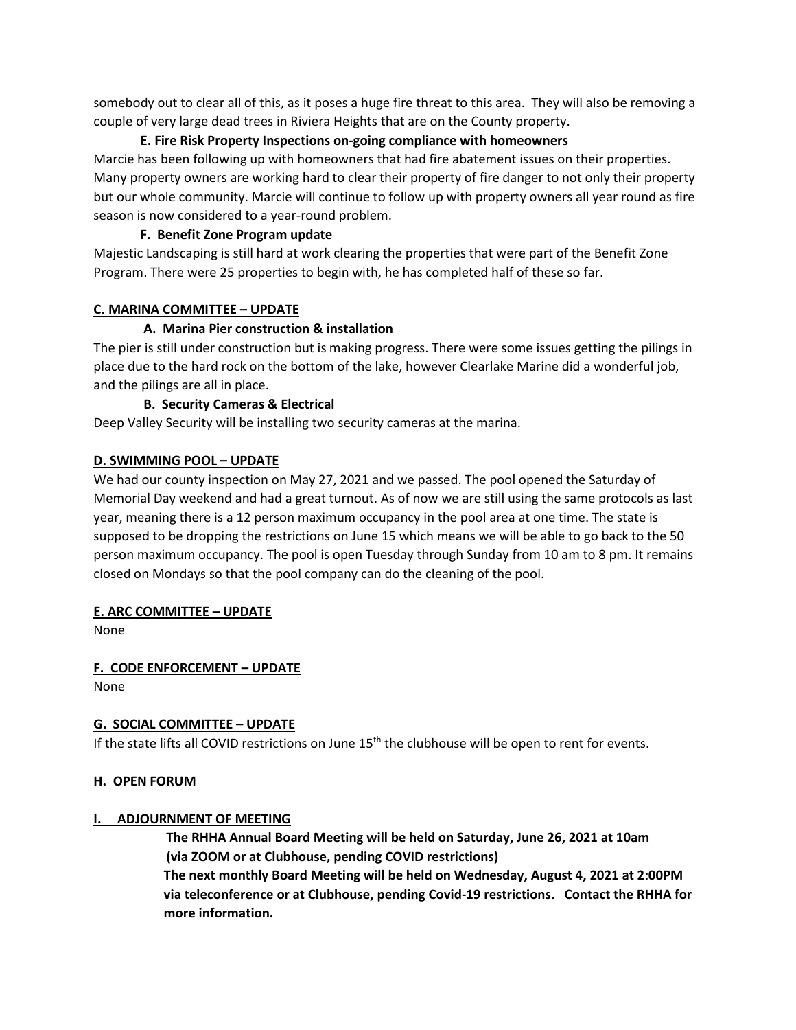somebody out to clear all of this, as it poses a huge fire threat to this area. They will also be removing a couple of very large dead trees in Riviera Heights that are on the County property.

**E. Fire Risk Property Inspections on-going compliance with homeowners**

Marcie has been following up with homeowners that had fire abatement issues on their properties. Many property owners are working hard to clear their property of fire danger to not only their property but our whole community. Marcie will continue to follow up with property owners all year round as fire season is now considered to a year-round problem.

**F. Benefit Zone Program update**

Majestic Landscaping is still hard at work clearing the properties that were part of the Benefit Zone Program. There were 25 properties to begin with, he has completed half of these so far.

## C. MARINA COMMITTEE – UPDATE

**A. Marina Pier construction & installation**

The pier is still under construction but is making progress. There were some issues getting the pilings in place due to the hard rock on the bottom of the lake, however Clearlake Marine did a wonderful job, and the pilings are all in place.

**B. Security Cameras & Electrical**

Deep Valley Security will be installing two security cameras at the marina.

## D. SWIMMING POOL – UPDATE

We had our county inspection on May 27, 2021 and we passed. The pool opened the Saturday of Memorial Day weekend and had a great turnout. As of now we are still using the same protocols as last year, meaning there is a 12 person maximum occupancy in the pool area at one time. The state is supposed to be dropping the restrictions on June 15 which means we will be able to go back to the 50 person maximum occupancy. The pool is open Tuesday through Sunday from 10 am to 8 pm. It remains closed on Mondays so that the pool company can do the cleaning of the pool.

## E. ARC COMMITTEE – UPDATE

None

## F. CODE ENFORCEMENT – UPDATE

None

## G. SOCIAL COMMITTEE – UPDATE

If the state lifts all COVID restrictions on June 15th the clubhouse will be open to rent for events.

## H. OPEN FORUM

## I. ADJOURNMENT OF MEETING

**The RHHA Annual Board Meeting will be held on Saturday, June 26, 2021 at 10am (via ZOOM or at Clubhouse, pending COVID restrictions)**

**The next monthly Board Meeting will be held on Wednesday, August 4, 2021 at 2:00PM via teleconference or at Clubhouse, pending Covid-19 restrictions. Contact the RHHA for more information.**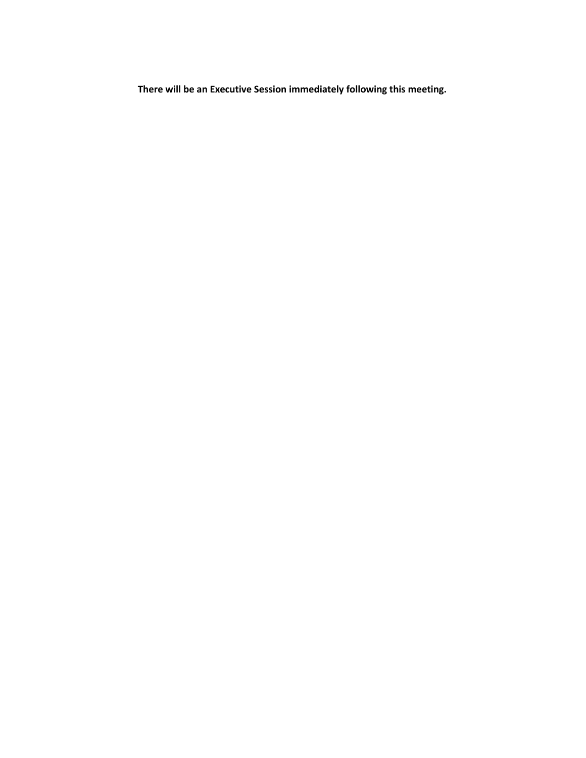**There will be an Executive Session immediately following this meeting.**